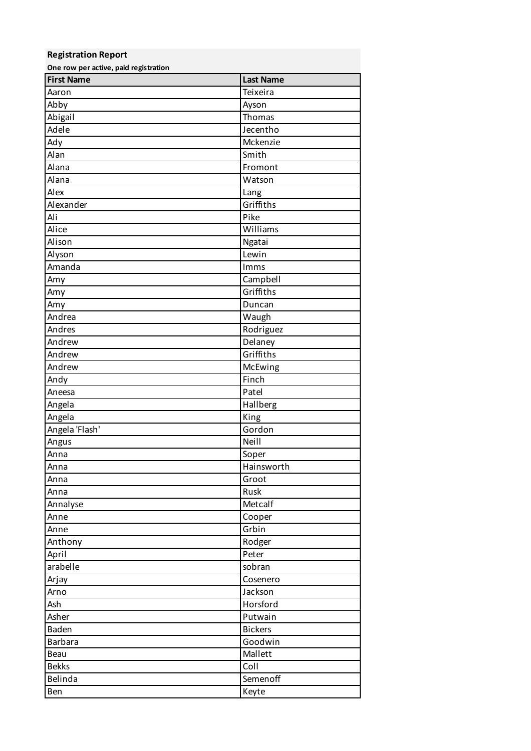**Registration Report**

**One row per active, paid registration**

| First Name | Last Name |
|---|---|
| Aaron | Teixeira |
| Abby | Ayson |
| Abigail | Thomas |
| Adele | Jecentho |
| Ady | Mckenzie |
| Alan | Smith |
| Alana | Fromont |
| Alana | Watson |
| Alex | Lang |
| Alexander | Griffiths |
| Ali | Pike |
| Alice | Williams |
| Alison | Ngatai |
| Alyson | Lewin |
| Amanda | Imms |
| Amy | Campbell |
| Amy | Griffiths |
| Amy | Duncan |
| Andrea | Waugh |
| Andres | Rodriguez |
| Andrew | Delaney |
| Andrew | Griffiths |
| Andrew | McEwing |
| Andy | Finch |
| Aneesa | Patel |
| Angela | Hallberg |
| Angela | King |
| Angela 'Flash' | Gordon |
| Angus | Neill |
| Anna | Soper |
| Anna | Hainsworth |
| Anna | Groot |
| Anna | Rusk |
| Annalyse | Metcalf |
| Anne | Cooper |
| Anne | Grbin |
| Anthony | Rodger |
| April | Peter |
| arabelle | sobran |
| Arjay | Cosenero |
| Arno | Jackson |
| Ash | Horsford |
| Asher | Putwain |
| Baden | Bickers |
| Barbara | Goodwin |
| Beau | Mallett |
| Bekks | Coll |
| Belinda | Semenoff |
| Ben | Keyte |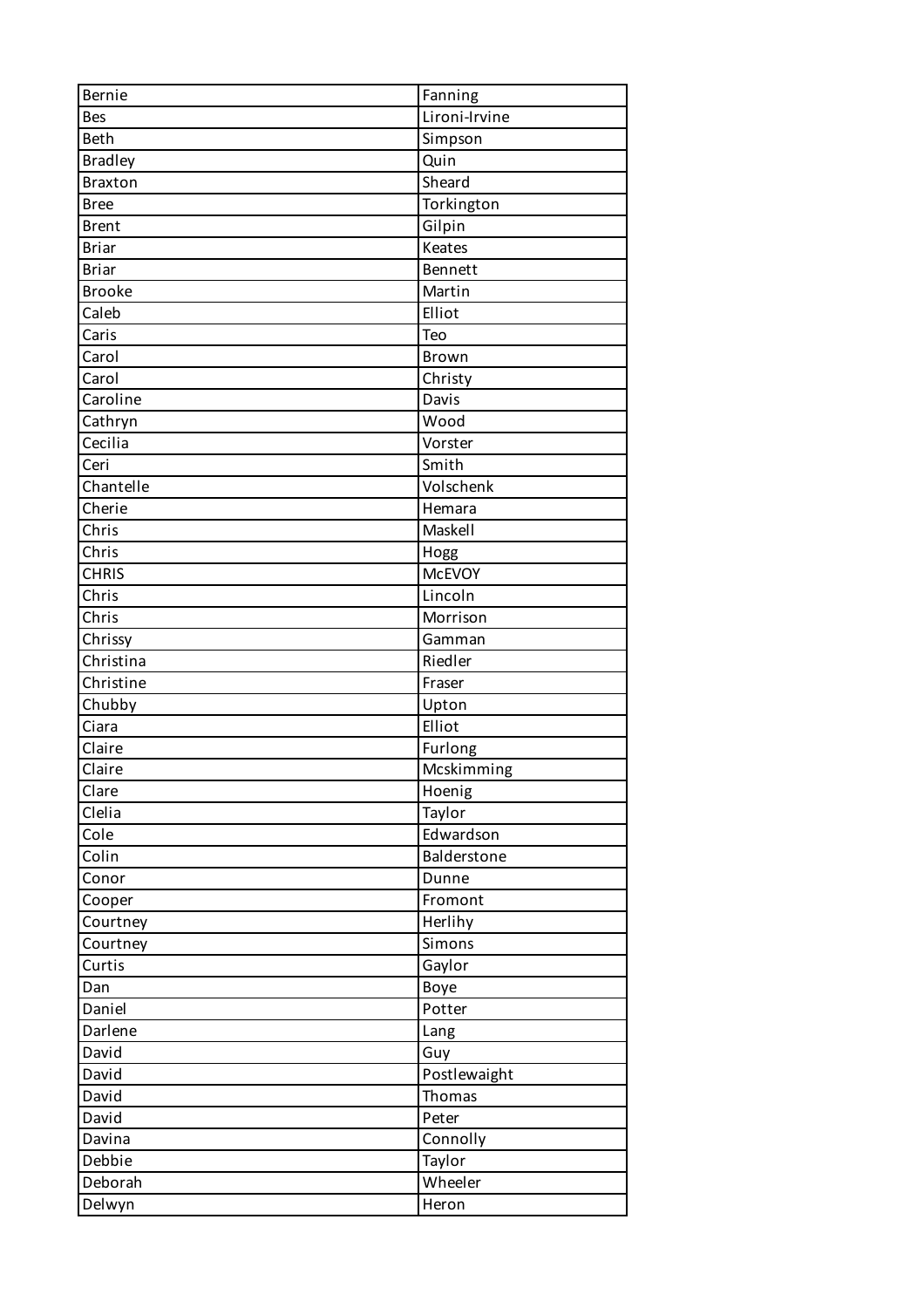| | |
|---|---|
| Bernie | Fanning |
| Bes | Lironi-Irvine |
| Beth | Simpson |
| Bradley | Quin |
| Braxton | Sheard |
| Bree | Torkington |
| Brent | Gilpin |
| Briar | Keates |
| Briar | Bennett |
| Brooke | Martin |
| Caleb | Elliot |
| Caris | Teo |
| Carol | Brown |
| Carol | Christy |
| Caroline | Davis |
| Cathryn | Wood |
| Cecilia | Vorster |
| Ceri | Smith |
| Chantelle | Volschenk |
| Cherie | Hemara |
| Chris | Maskell |
| Chris | Hogg |
| CHRIS | McEVOY |
| Chris | Lincoln |
| Chris | Morrison |
| Chrissy | Gamman |
| Christina | Riedler |
| Christine | Fraser |
| Chubby | Upton |
| Ciara | Elliot |
| Claire | Furlong |
| Claire | Mcskimming |
| Clare | Hoenig |
| Clelia | Taylor |
| Cole | Edwardson |
| Colin | Balderstone |
| Conor | Dunne |
| Cooper | Fromont |
| Courtney | Herlihy |
| Courtney | Simons |
| Curtis | Gaylor |
| Dan | Boye |
| Daniel | Potter |
| Darlene | Lang |
| David | Guy |
| David | Postlewaight |
| David | Thomas |
| David | Peter |
| Davina | Connolly |
| Debbie | Taylor |
| Deborah | Wheeler |
| Delwyn | Heron |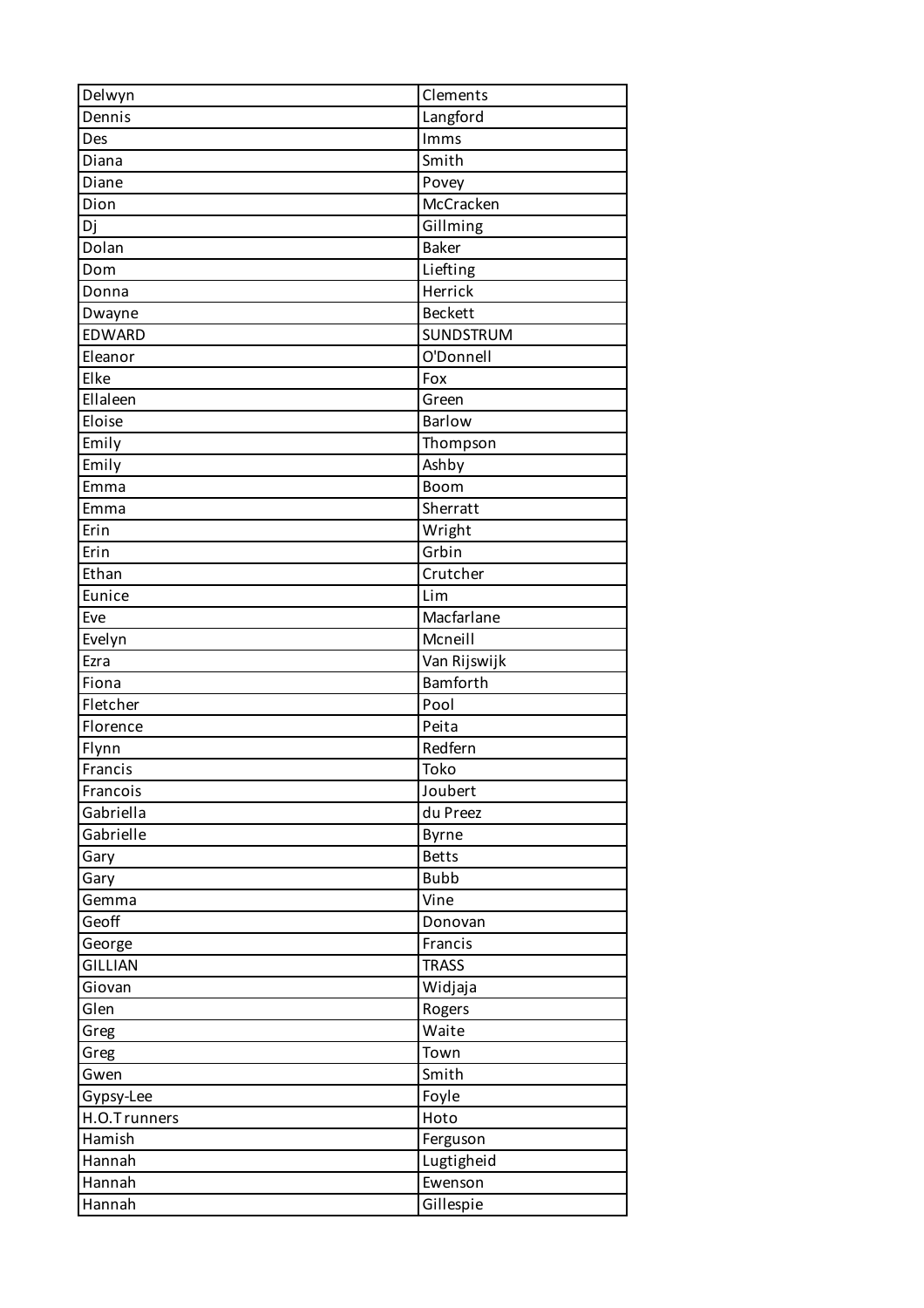| Delwyn | Clements |
| --- | --- |
| Dennis | Langford |
| Des | Imms |
| Diana | Smith |
| Diane | Povey |
| Dion | McCracken |
| Dj | Gillming |
| Dolan | Baker |
| Dom | Liefting |
| Donna | Herrick |
| Dwayne | Beckett |
| EDWARD | SUNDSTRUM |
| Eleanor | O'Donnell |
| Elke | Fox |
| Ellaleen | Green |
| Eloise | Barlow |
| Emily | Thompson |
| Emily | Ashby |
| Emma | Boom |
| Emma | Sherratt |
| Erin | Wright |
| Erin | Grbin |
| Ethan | Crutcher |
| Eunice | Lim |
| Eve | Macfarlane |
| Evelyn | Mcneill |
| Ezra | Van Rijswijk |
| Fiona | Bamforth |
| Fletcher | Pool |
| Florence | Peita |
| Flynn | Redfern |
| Francis | Toko |
| Francois | Joubert |
| Gabriella | du Preez |
| Gabrielle | Byrne |
| Gary | Betts |
| Gary | Bubb |
| Gemma | Vine |
| Geoff | Donovan |
| George | Francis |
| GILLIAN | TRASS |
| Giovan | Widjaja |
| Glen | Rogers |
| Greg | Waite |
| Greg | Town |
| Gwen | Smith |
| Gypsy-Lee | Foyle |
| H.O.Trunners | Hoto |
| Hamish | Ferguson |
| Hannah | Lugtigheid |
| Hannah | Ewenson |
| Hannah | Gillespie |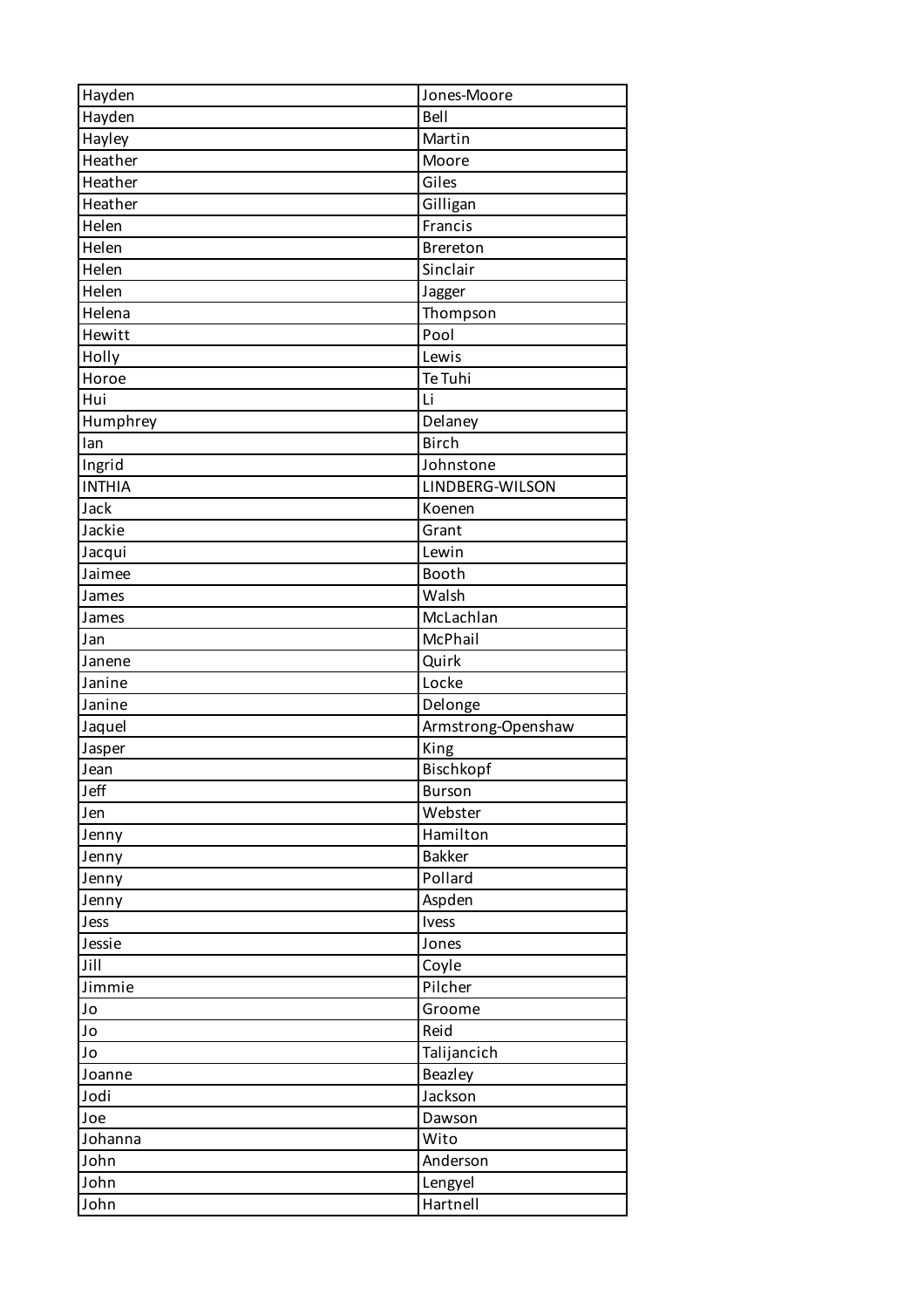| Hayden | Jones-Moore |
|---|---|
| Hayden | Bell |
| Hayley | Martin |
| Heather | Moore |
| Heather | Giles |
| Heather | Gilligan |
| Helen | Francis |
| Helen | Brereton |
| Helen | Sinclair |
| Helen | Jagger |
| Helena | Thompson |
| Hewitt | Pool |
| Holly | Lewis |
| Horoe | Te Tuhi |
| Hui | Li |
| Humphrey | Delaney |
| Ian | Birch |
| Ingrid | Johnstone |
| INTHIA | LINDBERG-WILSON |
| Jack | Koenen |
| Jackie | Grant |
| Jacqui | Lewin |
| Jaimee | Booth |
| James | Walsh |
| James | McLachlan |
| Jan | McPhail |
| Janene | Quirk |
| Janine | Locke |
| Janine | Delonge |
| Jaquel | Armstrong-Openshaw |
| Jasper | King |
| Jean | Bischkopf |
| Jeff | Burson |
| Jen | Webster |
| Jenny | Hamilton |
| Jenny | Bakker |
| Jenny | Pollard |
| Jenny | Aspden |
| Jess | Ivess |
| Jessie | Jones |
| Jill | Coyle |
| Jimmie | Pilcher |
| Jo | Groome |
| Jo | Reid |
| Jo | Talijancich |
| Joanne | Beazley |
| Jodi | Jackson |
| Joe | Dawson |
| Johanna | Wito |
| John | Anderson |
| John | Lengyel |
| John | Hartnell |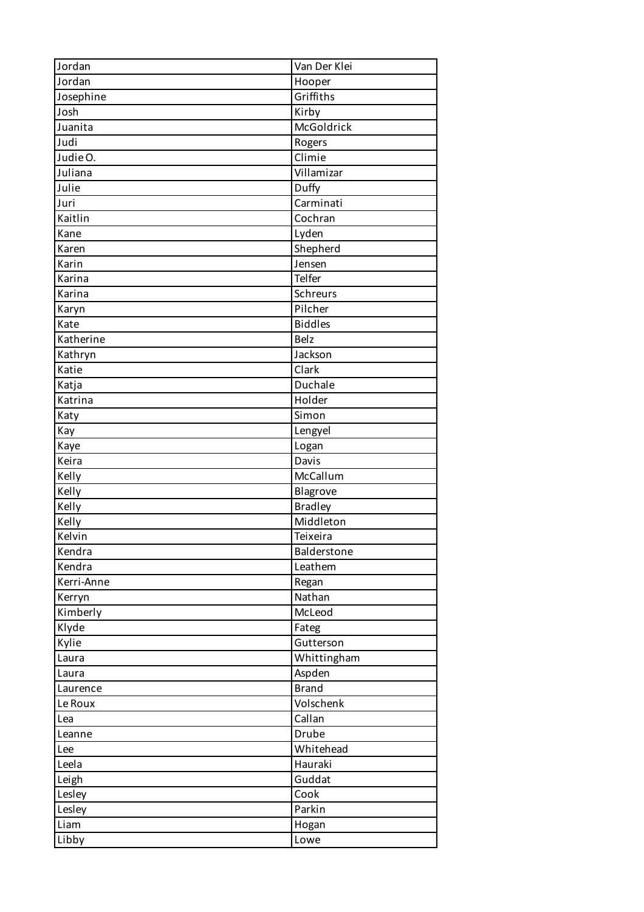| | |
|---|---|
| Jordan | Van Der Klei |
| Jordan | Hooper |
| Josephine | Griffiths |
| Josh | Kirby |
| Juanita | McGoldrick |
| Judi | Rogers |
| Judie O. | Climie |
| Juliana | Villamizar |
| Julie | Duffy |
| Juri | Carminati |
| Kaitlin | Cochran |
| Kane | Lyden |
| Karen | Shepherd |
| Karin | Jensen |
| Karina | Telfer |
| Karina | Schreurs |
| Karyn | Pilcher |
| Kate | Biddles |
| Katherine | Belz |
| Kathryn | Jackson |
| Katie | Clark |
| Katja | Duchale |
| Katrina | Holder |
| Katy | Simon |
| Kay | Lengyel |
| Kaye | Logan |
| Keira | Davis |
| Kelly | McCallum |
| Kelly | Blagrove |
| Kelly | Bradley |
| Kelly | Middleton |
| Kelvin | Teixeira |
| Kendra | Balderstone |
| Kendra | Leathem |
| Kerri-Anne | Regan |
| Kerryn | Nathan |
| Kimberly | McLeod |
| Klyde | Fateg |
| Kylie | Gutterson |
| Laura | Whittingham |
| Laura | Aspden |
| Laurence | Brand |
| Le Roux | Volschenk |
| Lea | Callan |
| Leanne | Drube |
| Lee | Whitehead |
| Leela | Hauraki |
| Leigh | Guddat |
| Lesley | Cook |
| Lesley | Parkin |
| Liam | Hogan |
| Libby | Lowe |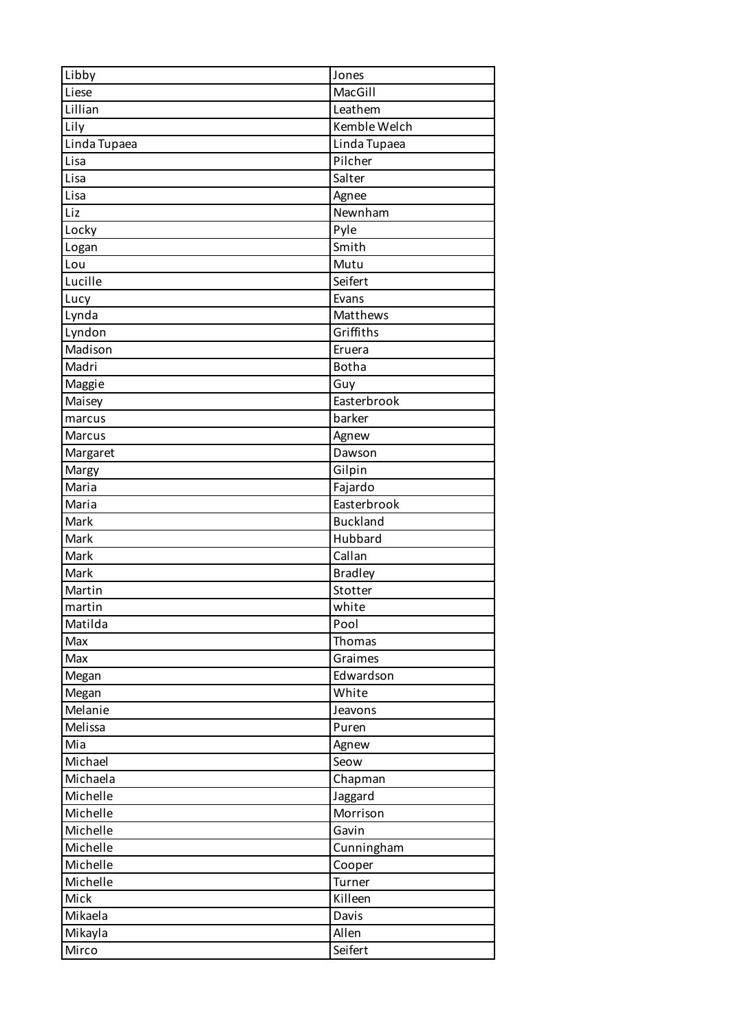| Libby | Jones |
|---|---|
| Liese | MacGill |
| Lillian | Leathem |
| Lily | Kemble Welch |
| Linda Tupaea | Linda Tupaea |
| Lisa | Pilcher |
| Lisa | Salter |
| Lisa | Agnee |
| Liz | Newnham |
| Locky | Pyle |
| Logan | Smith |
| Lou | Mutu |
| Lucille | Seifert |
| Lucy | Evans |
| Lynda | Matthews |
| Lyndon | Griffiths |
| Madison | Eruera |
| Madri | Botha |
| Maggie | Guy |
| Maisey | Easterbrook |
| marcus | barker |
| Marcus | Agnew |
| Margaret | Dawson |
| Margy | Gilpin |
| Maria | Fajardo |
| Maria | Easterbrook |
| Mark | Buckland |
| Mark | Hubbard |
| Mark | Callan |
| Mark | Bradley |
| Martin | Stotter |
| martin | white |
| Matilda | Pool |
| Max | Thomas |
| Max | Graimes |
| Megan | Edwardson |
| Megan | White |
| Melanie | Jeavons |
| Melissa | Puren |
| Mia | Agnew |
| Michael | Seow |
| Michaela | Chapman |
| Michelle | Jaggard |
| Michelle | Morrison |
| Michelle | Gavin |
| Michelle | Cunningham |
| Michelle | Cooper |
| Michelle | Turner |
| Mick | Killeen |
| Mikaela | Davis |
| Mikayla | Allen |
| Mirco | Seifert |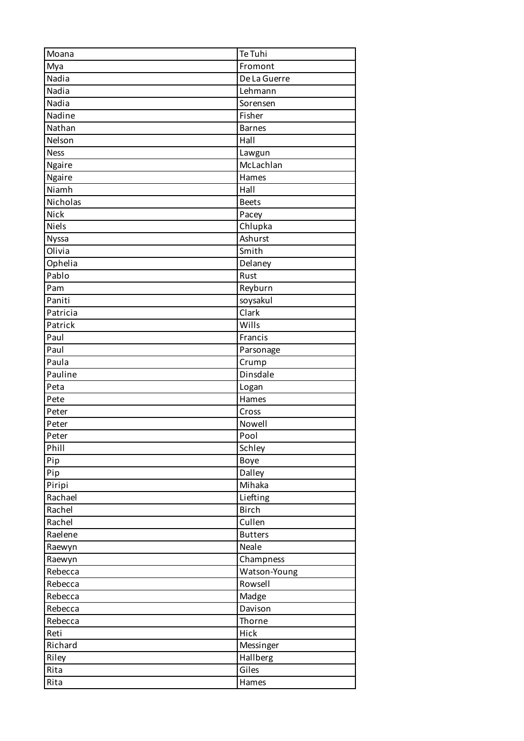| | |
|---|---|
| Moana | Te Tuhi |
| Mya | Fromont |
| Nadia | De La Guerre |
| Nadia | Lehmann |
| Nadia | Sorensen |
| Nadine | Fisher |
| Nathan | Barnes |
| Nelson | Hall |
| Ness | Lawgun |
| Ngaire | McLachlan |
| Ngaire | Hames |
| Niamh | Hall |
| Nicholas | Beets |
| Nick | Pacey |
| Niels | Chlupka |
| Nyssa | Ashurst |
| Olivia | Smith |
| Ophelia | Delaney |
| Pablo | Rust |
| Pam | Reyburn |
| Paniti | soysakul |
| Patricia | Clark |
| Patrick | Wills |
| Paul | Francis |
| Paul | Parsonage |
| Paula | Crump |
| Pauline | Dinsdale |
| Peta | Logan |
| Pete | Hames |
| Peter | Cross |
| Peter | Nowell |
| Peter | Pool |
| Phill | Schley |
| Pip | Boye |
| Pip | Dalley |
| Piripi | Mihaka |
| Rachael | Liefting |
| Rachel | Birch |
| Rachel | Cullen |
| Raelene | Butters |
| Raewyn | Neale |
| Raewyn | Champness |
| Rebecca | Watson-Young |
| Rebecca | Rowsell |
| Rebecca | Madge |
| Rebecca | Davison |
| Rebecca | Thorne |
| Reti | Hick |
| Richard | Messinger |
| Riley | Hallberg |
| Rita | Giles |
| Rita | Hames |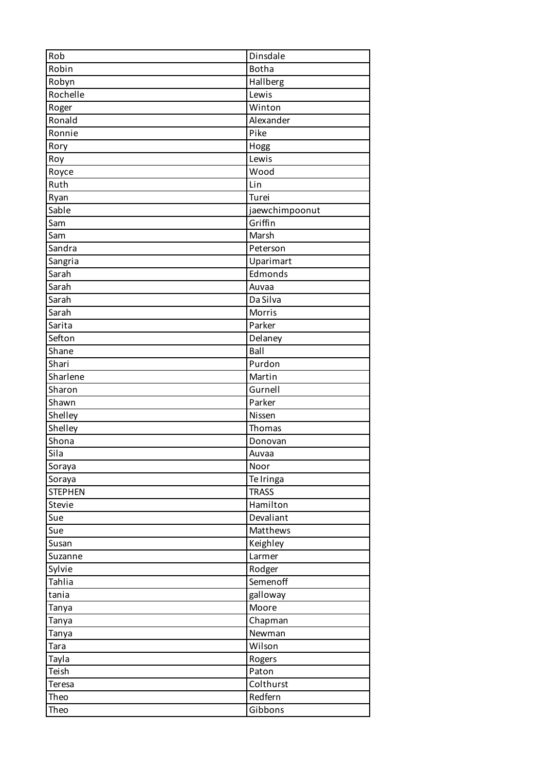| Rob | Dinsdale |
|---|---|
| Robin | Botha |
| Robyn | Hallberg |
| Rochelle | Lewis |
| Roger | Winton |
| Ronald | Alexander |
| Ronnie | Pike |
| Rory | Hogg |
| Roy | Lewis |
| Royce | Wood |
| Ruth | Lin |
| Ryan | Turei |
| Sable | jaewchimpoonut |
| Sam | Griffin |
| Sam | Marsh |
| Sandra | Peterson |
| Sangria | Uparimart |
| Sarah | Edmonds |
| Sarah | Auvaa |
| Sarah | Da Silva |
| Sarah | Morris |
| Sarita | Parker |
| Sefton | Delaney |
| Shane | Ball |
| Shari | Purdon |
| Sharlene | Martin |
| Sharon | Gurnell |
| Shawn | Parker |
| Shelley | Nissen |
| Shelley | Thomas |
| Shona | Donovan |
| Sila | Auvaa |
| Soraya | Noor |
| Soraya | Te Iringa |
| STEPHEN | TRASS |
| Stevie | Hamilton |
| Sue | Devaliant |
| Sue | Matthews |
| Susan | Keighley |
| Suzanne | Larmer |
| Sylvie | Rodger |
| Tahlia | Semenoff |
| tania | galloway |
| Tanya | Moore |
| Tanya | Chapman |
| Tanya | Newman |
| Tara | Wilson |
| Tayla | Rogers |
| Teish | Paton |
| Teresa | Colthurst |
| Theo | Redfern |
| Theo | Gibbons |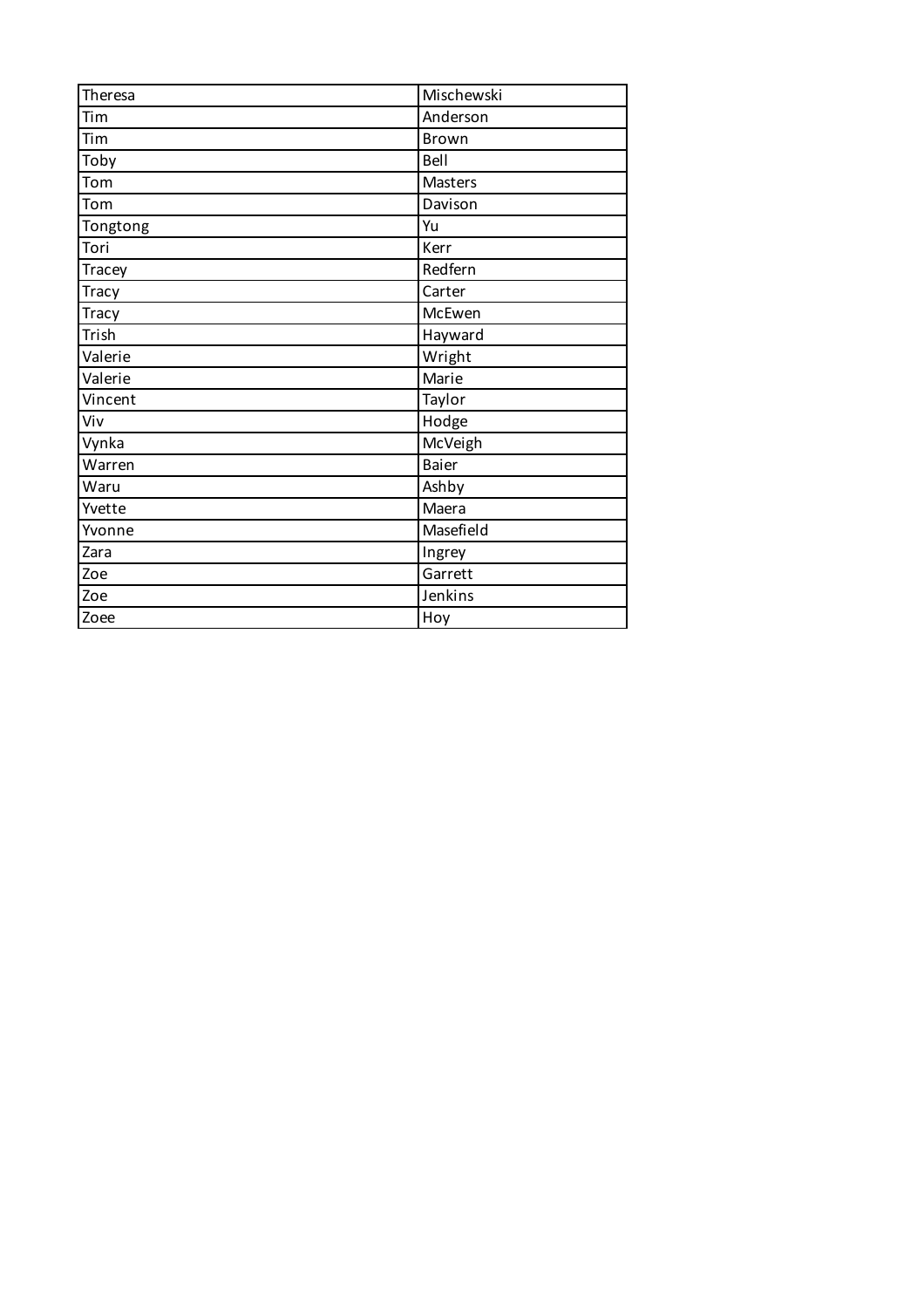| Theresa | Mischewski |
|---|---|
| Tim | Anderson |
| Tim | Brown |
| Toby | Bell |
| Tom | Masters |
| Tom | Davison |
| Tongtong | Yu |
| Tori | Kerr |
| Tracey | Redfern |
| Tracy | Carter |
| Tracy | McEwen |
| Trish | Hayward |
| Valerie | Wright |
| Valerie | Marie |
| Vincent | Taylor |
| Viv | Hodge |
| Vynka | McVeigh |
| Warren | Baier |
| Waru | Ashby |
| Yvette | Maera |
| Yvonne | Masefield |
| Zara | Ingrey |
| Zoe | Garrett |
| Zoe | Jenkins |
| Zoee | Hoy |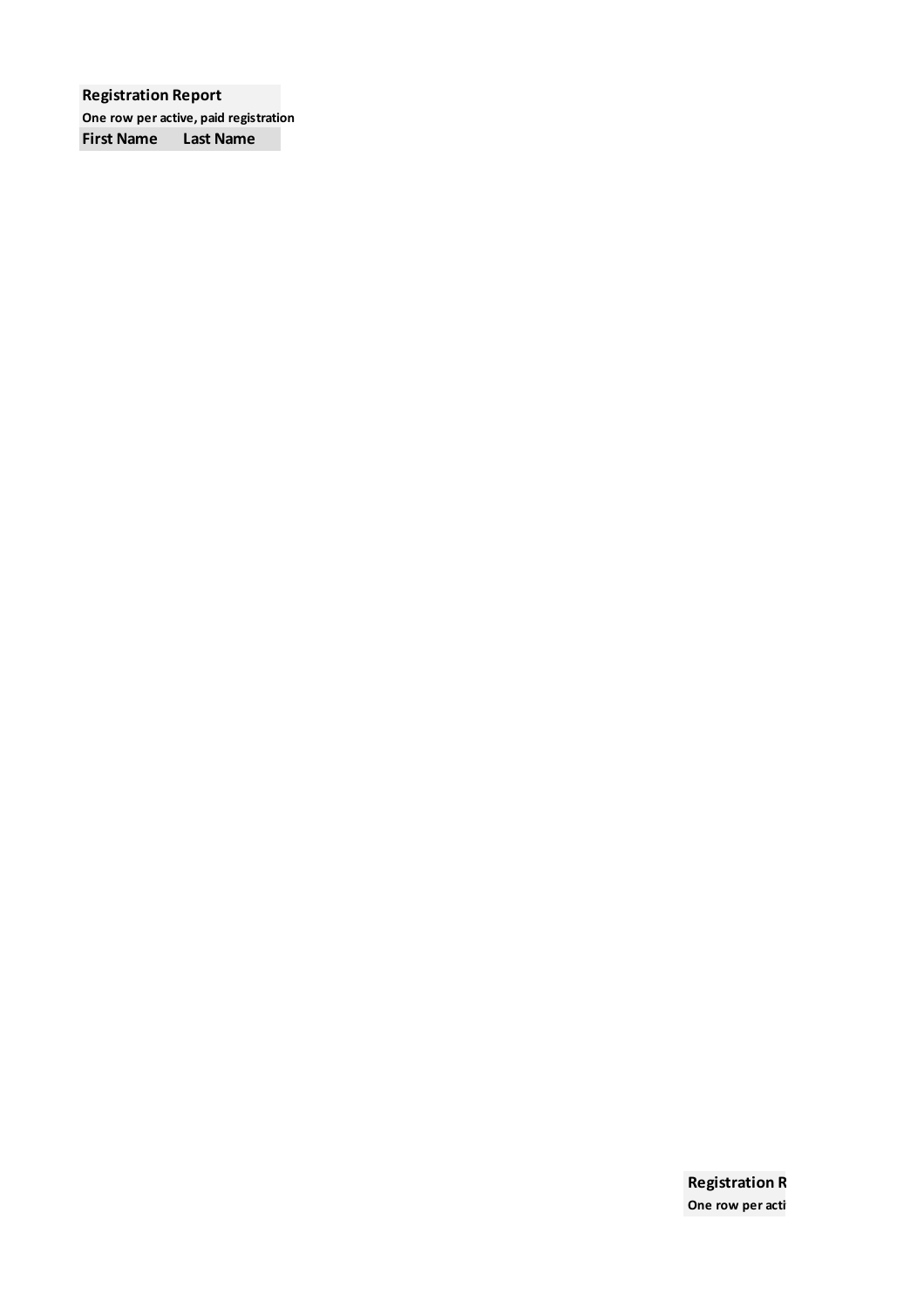**Registration Report**

**One row per active, paid registration**

| First Name | Last Name |
| --- | --- |

**Registration R**

**One row per acti**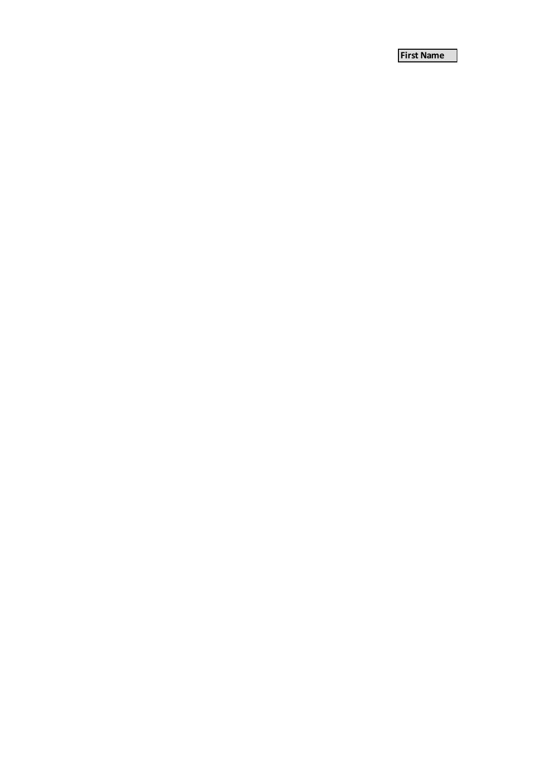| First Name |
| --- |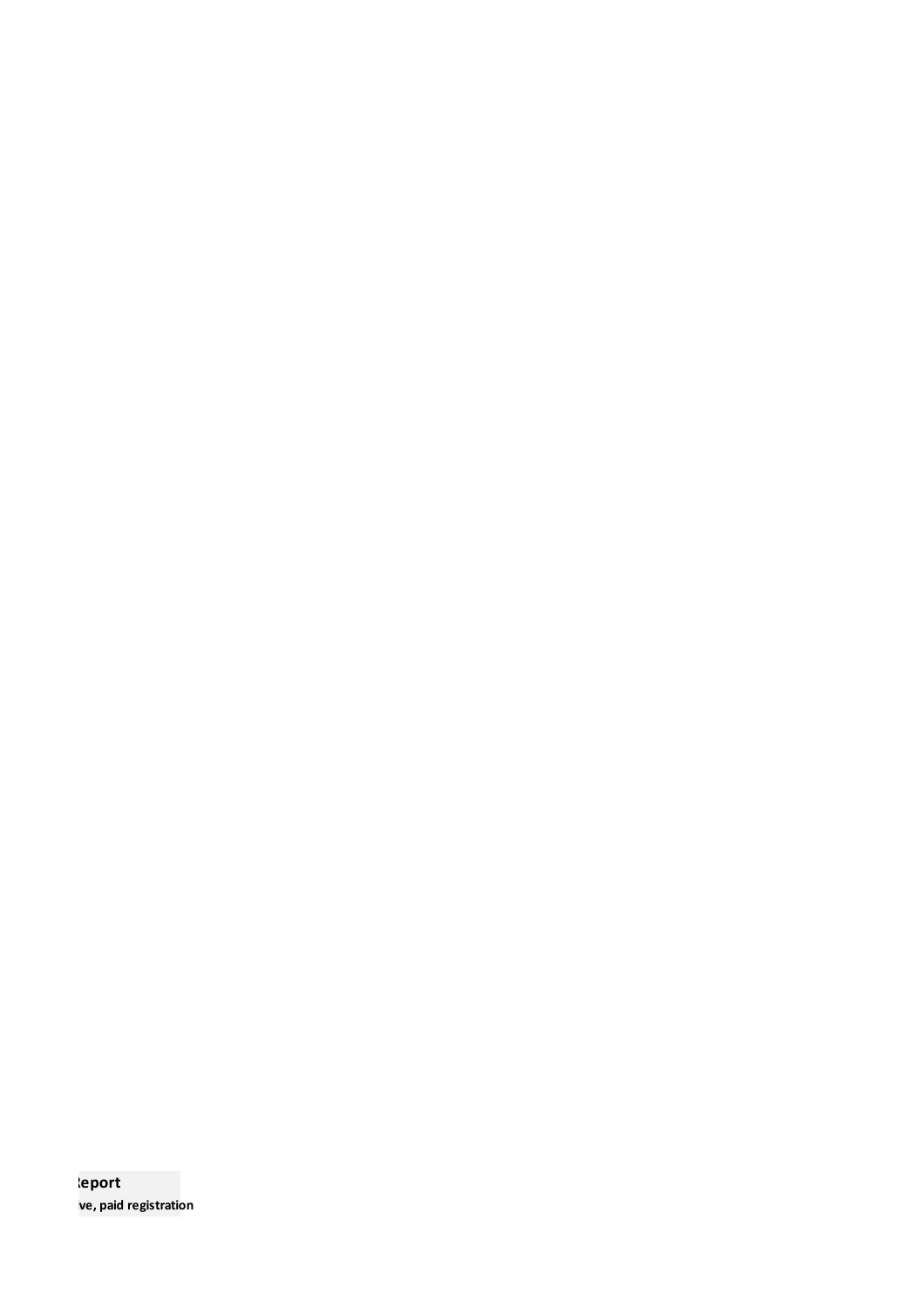**:eport**

**ve, paid registration**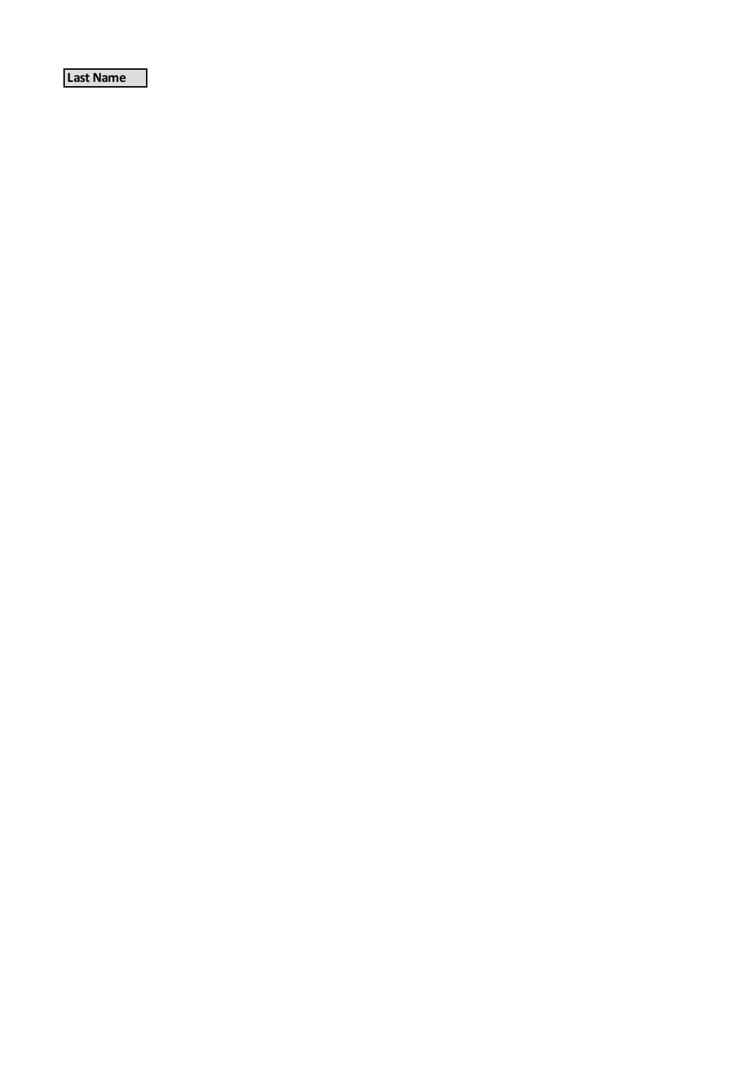**Last Name**